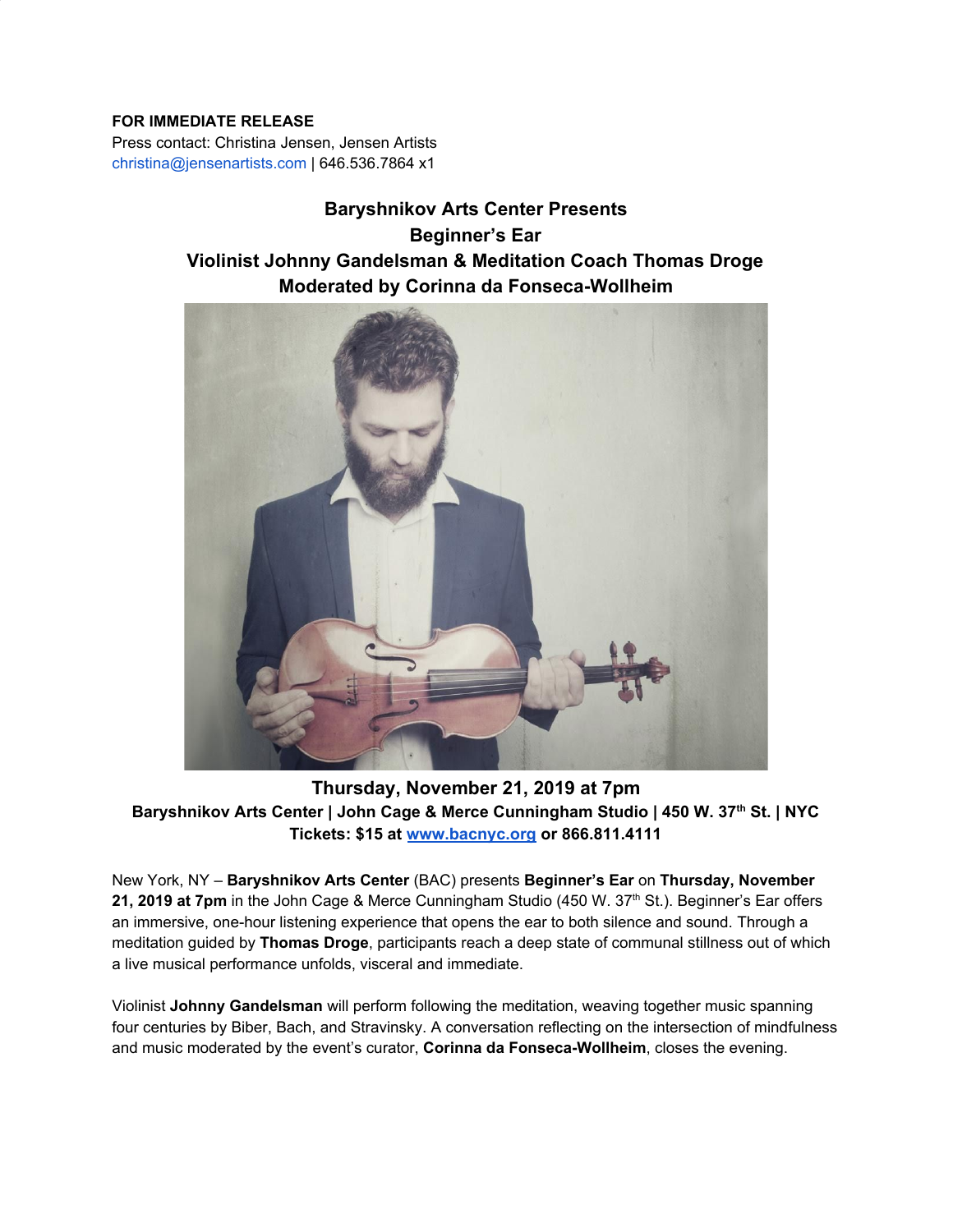**FOR IMMEDIATE RELEASE**
Press contact: Christina Jensen, Jensen Artists
christina@jensenartists.com | 646.536.7864 x1

# Baryshnikov Arts Center Presents
# Beginner's Ear
# Violinist Johnny Gandelsman & Meditation Coach Thomas Droge
# Moderated by Corinna da Fonseca-Wollheim

## Thursday, November 21, 2019 at 7pm

**Baryshnikov Arts Center | John Cage & Merce Cunningham Studio | 450 W. 37th St. | NYC**
**Tickets: $15 at www.bacnyc.org or 866.811.4111**

New York, NY – **Baryshnikov Arts Center** (BAC) presents **Beginner's Ear** on **Thursday, November 21, 2019 at 7pm** in the John Cage & Merce Cunningham Studio (450 W. 37th St.). Beginner's Ear offers an immersive, one-hour listening experience that opens the ear to both silence and sound. Through a meditation guided by **Thomas Droge**, participants reach a deep state of communal stillness out of which a live musical performance unfolds, visceral and immediate.

Violinist **Johnny Gandelsman** will perform following the meditation, weaving together music spanning four centuries by Biber, Bach, and Stravinsky. A conversation reflecting on the intersection of mindfulness and music moderated by the event's curator, **Corinna da Fonseca-Wollheim**, closes the evening.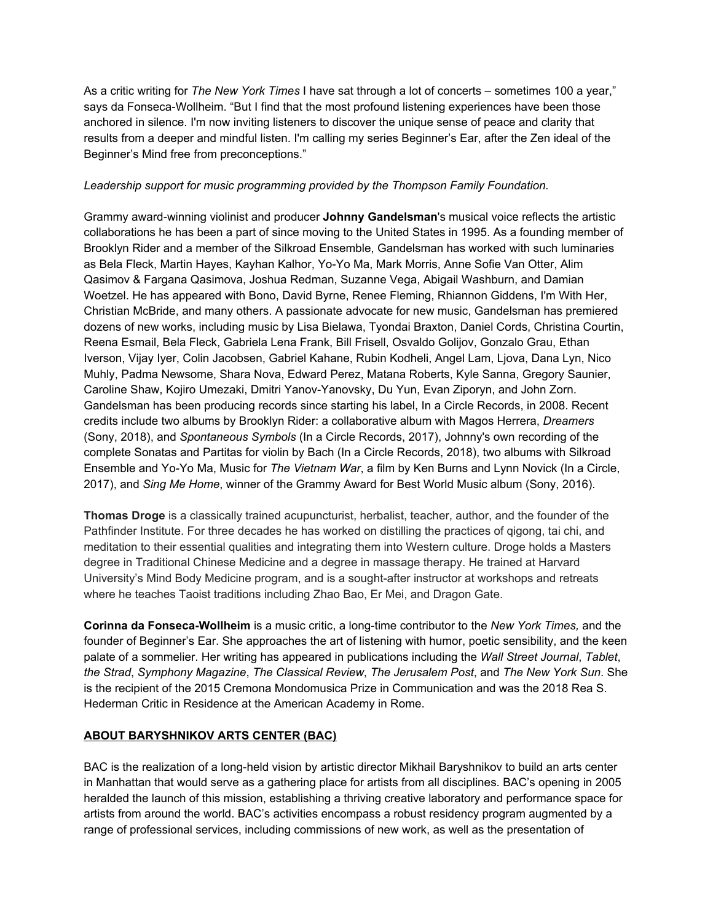As a critic writing for *The New York Times* I have sat through a lot of concerts – sometimes 100 a year," says da Fonseca-Wollheim. "But I find that the most profound listening experiences have been those anchored in silence. I'm now inviting listeners to discover the unique sense of peace and clarity that results from a deeper and mindful listen. I'm calling my series Beginner's Ear, after the Zen ideal of the Beginner's Mind free from preconceptions."

*Leadership support for music programming provided by the Thompson Family Foundation.*

Grammy award-winning violinist and producer **Johnny Gandelsman**'s musical voice reflects the artistic collaborations he has been a part of since moving to the United States in 1995. As a founding member of Brooklyn Rider and a member of the Silkroad Ensemble, Gandelsman has worked with such luminaries as Bela Fleck, Martin Hayes, Kayhan Kalhor, Yo-Yo Ma, Mark Morris, Anne Sofie Van Otter, Alim Qasimov & Fargana Qasimova, Joshua Redman, Suzanne Vega, Abigail Washburn, and Damian Woetzel. He has appeared with Bono, David Byrne, Renee Fleming, Rhiannon Giddens, I'm With Her, Christian McBride, and many others. A passionate advocate for new music, Gandelsman has premiered dozens of new works, including music by Lisa Bielawa, Tyondai Braxton, Daniel Cords, Christina Courtin, Reena Esmail, Bela Fleck, Gabriela Lena Frank, Bill Frisell, Osvaldo Golijov, Gonzalo Grau, Ethan Iverson, Vijay Iyer, Colin Jacobsen, Gabriel Kahane, Rubin Kodheli, Angel Lam, Ljova, Dana Lyn, Nico Muhly, Padma Newsome, Shara Nova, Edward Perez, Matana Roberts, Kyle Sanna, Gregory Saunier, Caroline Shaw, Kojiro Umezaki, Dmitri Yanov-Yanovsky, Du Yun, Evan Ziporyn, and John Zorn. Gandelsman has been producing records since starting his label, In a Circle Records, in 2008. Recent credits include two albums by Brooklyn Rider: a collaborative album with Magos Herrera, *Dreamers* (Sony, 2018), and *Spontaneous Symbols* (In a Circle Records, 2017), Johnny's own recording of the complete Sonatas and Partitas for violin by Bach (In a Circle Records, 2018), two albums with Silkroad Ensemble and Yo-Yo Ma, Music for *The Vietnam War*, a film by Ken Burns and Lynn Novick (In a Circle, 2017), and *Sing Me Home*, winner of the Grammy Award for Best World Music album (Sony, 2016).

**Thomas Droge** is a classically trained acupuncturist, herbalist, teacher, author, and the founder of the Pathfinder Institute. For three decades he has worked on distilling the practices of qigong, tai chi, and meditation to their essential qualities and integrating them into Western culture. Droge holds a Masters degree in Traditional Chinese Medicine and a degree in massage therapy. He trained at Harvard University's Mind Body Medicine program, and is a sought-after instructor at workshops and retreats where he teaches Taoist traditions including Zhao Bao, Er Mei, and Dragon Gate.

**Corinna da Fonseca-Wollheim** is a music critic, a long-time contributor to the *New York Times,* and the founder of Beginner's Ear. She approaches the art of listening with humor, poetic sensibility, and the keen palate of a sommelier. Her writing has appeared in publications including the *Wall Street Journal*, *Tablet*, *the Strad*, *Symphony Magazine*, *The Classical Review*, *The Jerusalem Post*, and *The New York Sun*. She is the recipient of the 2015 Cremona Mondomusica Prize in Communication and was the 2018 Rea S. Hederman Critic in Residence at the American Academy in Rome.

## ABOUT BARYSHNIKOV ARTS CENTER (BAC)

BAC is the realization of a long-held vision by artistic director Mikhail Baryshnikov to build an arts center in Manhattan that would serve as a gathering place for artists from all disciplines. BAC's opening in 2005 heralded the launch of this mission, establishing a thriving creative laboratory and performance space for artists from around the world. BAC's activities encompass a robust residency program augmented by a range of professional services, including commissions of new work, as well as the presentation of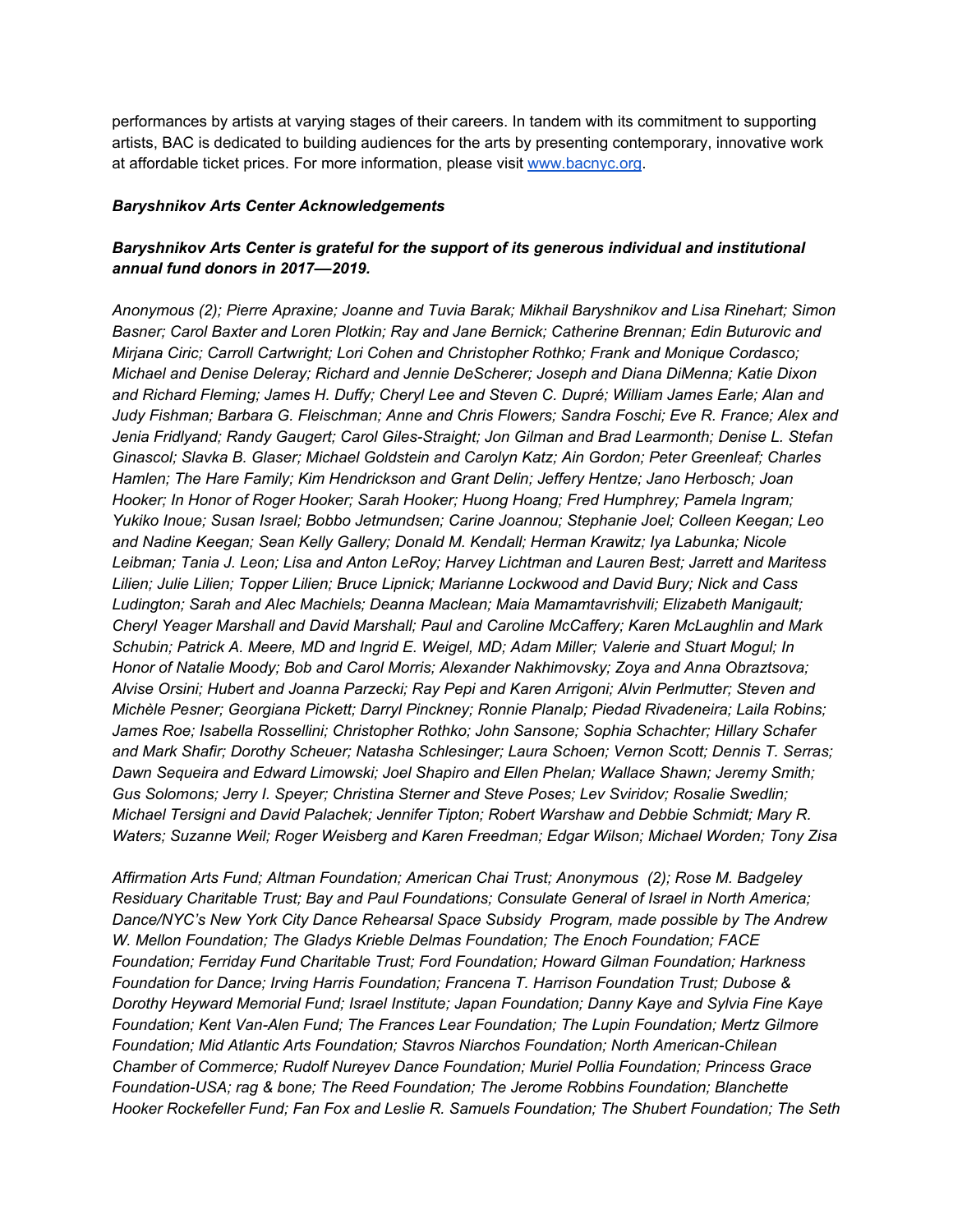performances by artists at varying stages of their careers. In tandem with its commitment to supporting artists, BAC is dedicated to building audiences for the arts by presenting contemporary, innovative work at affordable ticket prices. For more information, please visit [www.bacnyc.org](http://www.bacnyc.org).

***Baryshnikov Arts Center Acknowledgements***

***Baryshnikov Arts Center is grateful for the support of its generous individual and institutional annual fund donors in 2017—2019.***

*Anonymous (2); Pierre Apraxine; Joanne and Tuvia Barak; Mikhail Baryshnikov and Lisa Rinehart; Simon Basner; Carol Baxter and Loren Plotkin; Ray and Jane Bernick; Catherine Brennan; Edin Buturovic and Mirjana Ciric; Carroll Cartwright; Lori Cohen and Christopher Rothko; Frank and Monique Cordasco; Michael and Denise Deleray; Richard and Jennie DeScherer; Joseph and Diana DiMenna; Katie Dixon and Richard Fleming; James H. Duffy; Cheryl Lee and Steven C. Dupré; William James Earle; Alan and Judy Fishman; Barbara G. Fleischman; Anne and Chris Flowers; Sandra Foschi; Eve R. France; Alex and Jenia Fridlyand; Randy Gaugert; Carol Giles-Straight; Jon Gilman and Brad Learmonth; Denise L. Stefan Ginascol; Slavka B. Glaser; Michael Goldstein and Carolyn Katz; Ain Gordon; Peter Greenleaf; Charles Hamlen; The Hare Family; Kim Hendrickson and Grant Delin; Jeffery Hentze; Jano Herbosch; Joan Hooker; In Honor of Roger Hooker; Sarah Hooker; Huong Hoang; Fred Humphrey; Pamela Ingram; Yukiko Inoue; Susan Israel; Bobbo Jetmundsen; Carine Joannou; Stephanie Joel; Colleen Keegan; Leo and Nadine Keegan; Sean Kelly Gallery; Donald M. Kendall; Herman Krawitz; Iya Labunka; Nicole Leibman; Tania J. Leon; Lisa and Anton LeRoy; Harvey Lichtman and Lauren Best; Jarrett and Maritess Lilien; Julie Lilien; Topper Lilien; Bruce Lipnick; Marianne Lockwood and David Bury; Nick and Cass Ludington; Sarah and Alec Machiels; Deanna Maclean; Maia Mamamtavrishvili; Elizabeth Manigault; Cheryl Yeager Marshall and David Marshall; Paul and Caroline McCaffery; Karen McLaughlin and Mark Schubin; Patrick A. Meere, MD and Ingrid E. Weigel, MD; Adam Miller; Valerie and Stuart Mogul; In Honor of Natalie Moody; Bob and Carol Morris; Alexander Nakhimovsky; Zoya and Anna Obraztsova; Alvise Orsini; Hubert and Joanna Parzecki; Ray Pepi and Karen Arrigoni; Alvin Perlmutter; Steven and Michèle Pesner; Georgiana Pickett; Darryl Pinckney; Ronnie Planalp; Piedad Rivadeneira; Laila Robins; James Roe; Isabella Rossellini; Christopher Rothko; John Sansone; Sophia Schachter; Hillary Schafer and Mark Shafir; Dorothy Scheuer; Natasha Schlesinger; Laura Schoen; Vernon Scott; Dennis T. Serras; Dawn Sequeira and Edward Limowski; Joel Shapiro and Ellen Phelan; Wallace Shawn; Jeremy Smith; Gus Solomons; Jerry I. Speyer; Christina Sterner and Steve Poses; Lev Sviridov; Rosalie Swedlin; Michael Tersigni and David Palachek; Jennifer Tipton; Robert Warshaw and Debbie Schmidt; Mary R. Waters; Suzanne Weil; Roger Weisberg and Karen Freedman; Edgar Wilson; Michael Worden; Tony Zisa*

*Affirmation Arts Fund; Altman Foundation; American Chai Trust; Anonymous (2); Rose M. Badgeley Residuary Charitable Trust; Bay and Paul Foundations; Consulate General of Israel in North America; Dance/NYC's New York City Dance Rehearsal Space Subsidy Program, made possible by The Andrew W. Mellon Foundation; The Gladys Krieble Delmas Foundation; The Enoch Foundation; FACE Foundation; Ferriday Fund Charitable Trust; Ford Foundation; Howard Gilman Foundation; Harkness Foundation for Dance; Irving Harris Foundation; Francena T. Harrison Foundation Trust; Dubose & Dorothy Heyward Memorial Fund; Israel Institute; Japan Foundation; Danny Kaye and Sylvia Fine Kaye Foundation; Kent Van-Alen Fund; The Frances Lear Foundation; The Lupin Foundation; Mertz Gilmore Foundation; Mid Atlantic Arts Foundation; Stavros Niarchos Foundation; North American-Chilean Chamber of Commerce; Rudolf Nureyev Dance Foundation; Muriel Pollia Foundation; Princess Grace Foundation-USA; rag & bone; The Reed Foundation; The Jerome Robbins Foundation; Blanchette Hooker Rockefeller Fund; Fan Fox and Leslie R. Samuels Foundation; The Shubert Foundation; The Seth*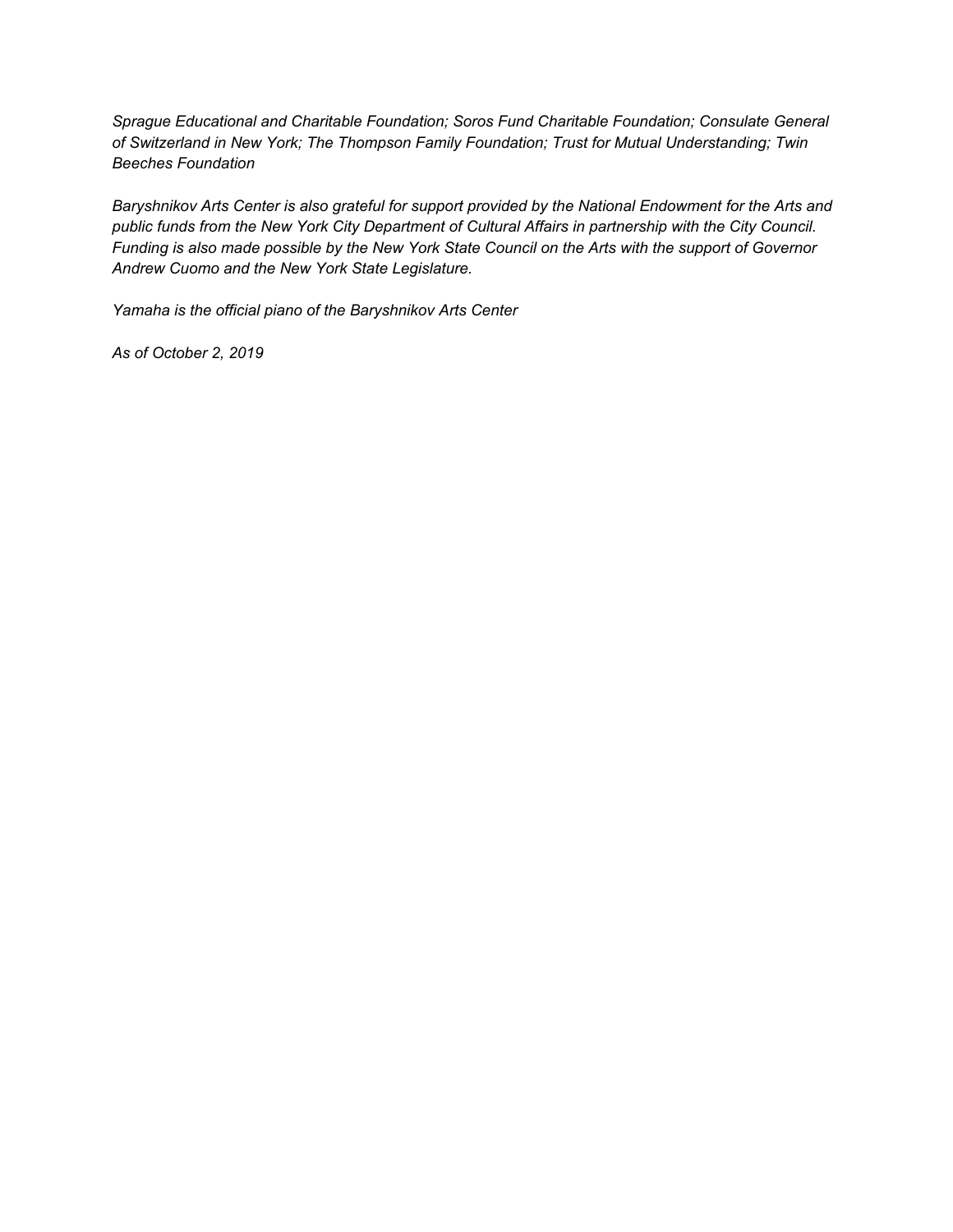*Sprague Educational and Charitable Foundation; Soros Fund Charitable Foundation; Consulate General of Switzerland in New York; The Thompson Family Foundation; Trust for Mutual Understanding; Twin Beeches Foundation*

*Baryshnikov Arts Center is also grateful for support provided by the National Endowment for the Arts and public funds from the New York City Department of Cultural Affairs in partnership with the City Council. Funding is also made possible by the New York State Council on the Arts with the support of Governor Andrew Cuomo and the New York State Legislature.*

*Yamaha is the official piano of the Baryshnikov Arts Center*

*As of October 2, 2019*